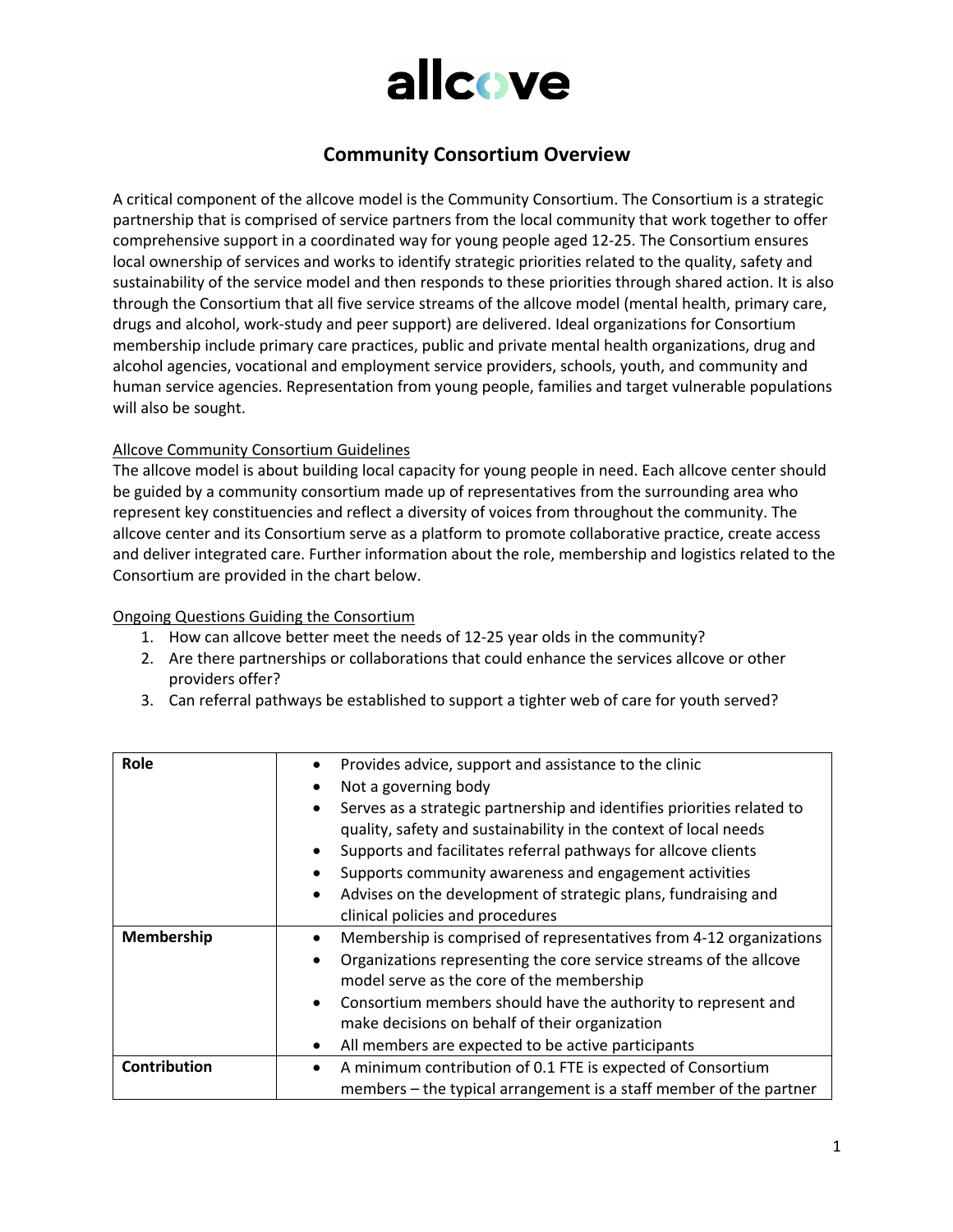# allcove

## Community Consortium Overview

A critical component of the allcove model is the Community Consortium. The Consortium is a strategic partnership that is comprised of service partners from the local community that work together to offer comprehensive support in a coordinated way for young people aged 12-25. The Consortium ensures local ownership of services and works to identify strategic priorities related to the quality, safety and sustainability of the service model and then responds to these priorities through shared action. It is also through the Consortium that all five service streams of the allcove model (mental health, primary care, drugs and alcohol, work-study and peer support) are delivered. Ideal organizations for Consortium membership include primary care practices, public and private mental health organizations, drug and alcohol agencies, vocational and employment service providers, schools, youth, and community and human service agencies. Representation from young people, families and target vulnerable populations will also be sought.

<u>Allcove Community Consortium Guidelines</u>

The allcove model is about building local capacity for young people in need. Each allcove center should be guided by a community consortium made up of representatives from the surrounding area who represent key constituencies and reflect a diversity of voices from throughout the community. The allcove center and its Consortium serve as a platform to promote collaborative practice, create access and deliver integrated care. Further information about the role, membership and logistics related to the Consortium are provided in the chart below.

<u>Ongoing Questions Guiding the Consortium</u>

1. How can allcove better meet the needs of 12-25 year olds in the community?
2. Are there partnerships or collaborations that could enhance the services allcove or other providers offer?
3. Can referral pathways be established to support a tighter web of care for youth served?

| | |
|---|---|
| **Role** | • Provides advice, support and assistance to the clinic<br>• Not a governing body<br>• Serves as a strategic partnership and identifies priorities related to quality, safety and sustainability in the context of local needs<br>• Supports and facilitates referral pathways for allcove clients<br>• Supports community awareness and engagement activities<br>• Advises on the development of strategic plans, fundraising and clinical policies and procedures |
| **Membership** | • Membership is comprised of representatives from 4-12 organizations<br>• Organizations representing the core service streams of the allcove model serve as the core of the membership<br>• Consortium members should have the authority to represent and make decisions on behalf of their organization<br>• All members are expected to be active participants |
| **Contribution** | • A minimum contribution of 0.1 FTE is expected of Consortium members – the typical arrangement is a staff member of the partner |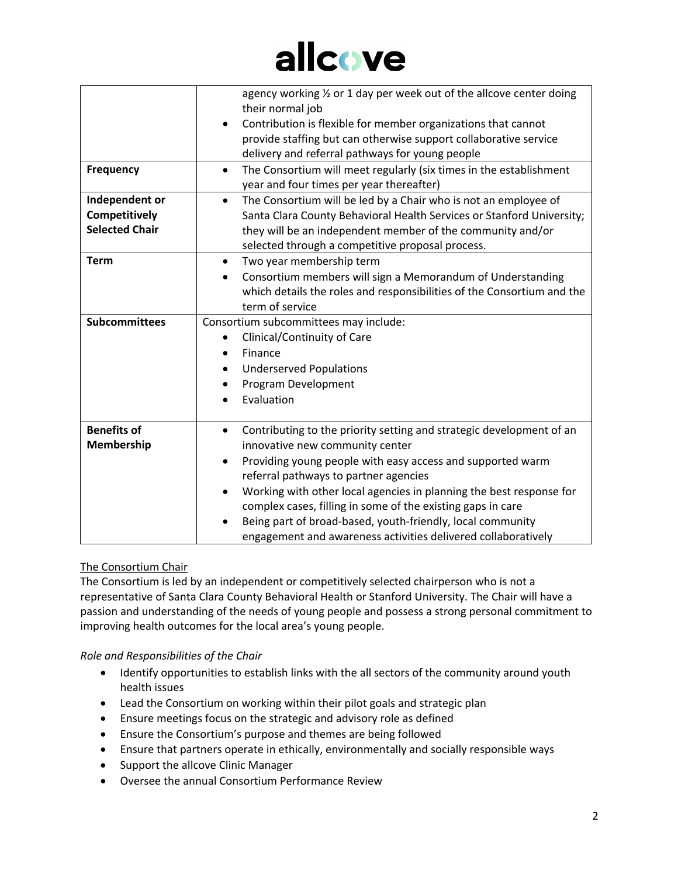| | |
|---|---|
| | agency working ½ or 1 day per week out of the allcove center doing their normal job<br>• Contribution is flexible for member organizations that cannot provide staffing but can otherwise support collaborative service delivery and referral pathways for young people |
| **Frequency** | • The Consortium will meet regularly (six times in the establishment year and four times per year thereafter) |
| **Independent or Competitively Selected Chair** | • The Consortium will be led by a Chair who is not an employee of Santa Clara County Behavioral Health Services or Stanford University; they will be an independent member of the community and/or selected through a competitive proposal process. |
| **Term** | • Two year membership term<br>• Consortium members will sign a Memorandum of Understanding which details the roles and responsibilities of the Consortium and the term of service |
| **Subcommittees** | Consortium subcommittees may include:<br>• Clinical/Continuity of Care<br>• Finance<br>• Underserved Populations<br>• Program Development<br>• Evaluation |
| **Benefits of Membership** | • Contributing to the priority setting and strategic development of an innovative new community center<br>• Providing young people with easy access and supported warm referral pathways to partner agencies<br>• Working with other local agencies in planning the best response for complex cases, filling in some of the existing gaps in care<br>• Being part of broad-based, youth-friendly, local community engagement and awareness activities delivered collaboratively |

The Consortium Chair

The Consortium is led by an independent or competitively selected chairperson who is not a representative of Santa Clara County Behavioral Health or Stanford University. The Chair will have a passion and understanding of the needs of young people and possess a strong personal commitment to improving health outcomes for the local area's young people.

*Role and Responsibilities of the Chair*

- Identify opportunities to establish links with the all sectors of the community around youth health issues
- Lead the Consortium on working within their pilot goals and strategic plan
- Ensure meetings focus on the strategic and advisory role as defined
- Ensure the Consortium's purpose and themes are being followed
- Ensure that partners operate in ethically, environmentally and socially responsible ways
- Support the allcove Clinic Manager
- Oversee the annual Consortium Performance Review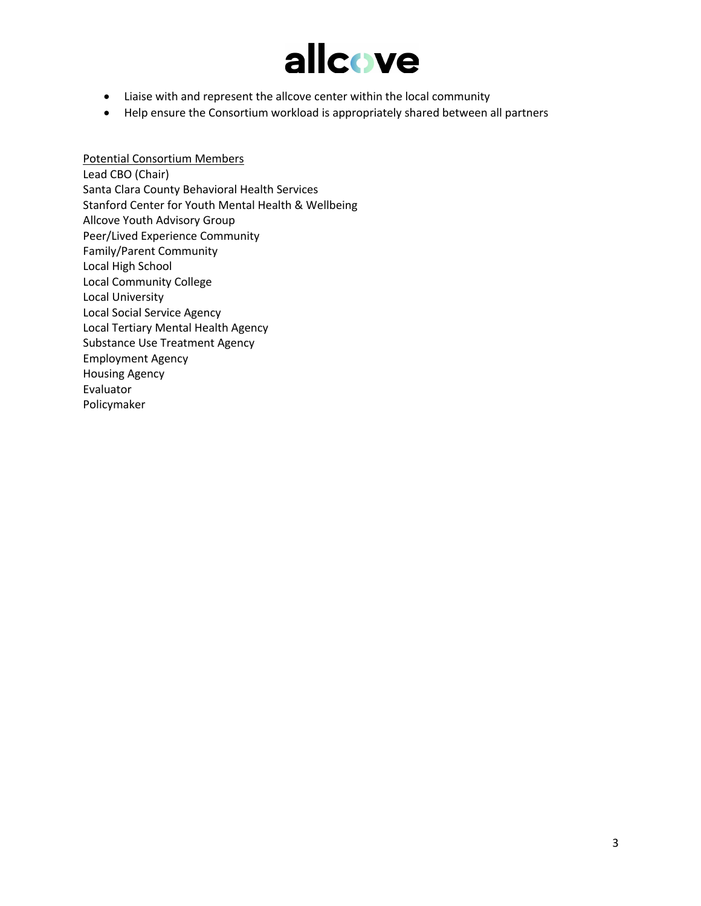- Liaise with and represent the allcove center within the local community
- Help ensure the Consortium workload is appropriately shared between all partners

<u>Potential Consortium Members</u>

Lead CBO (Chair)
Santa Clara County Behavioral Health Services
Stanford Center for Youth Mental Health & Wellbeing
Allcove Youth Advisory Group
Peer/Lived Experience Community
Family/Parent Community
Local High School
Local Community College
Local University
Local Social Service Agency
Local Tertiary Mental Health Agency
Substance Use Treatment Agency
Employment Agency
Housing Agency
Evaluator
Policymaker